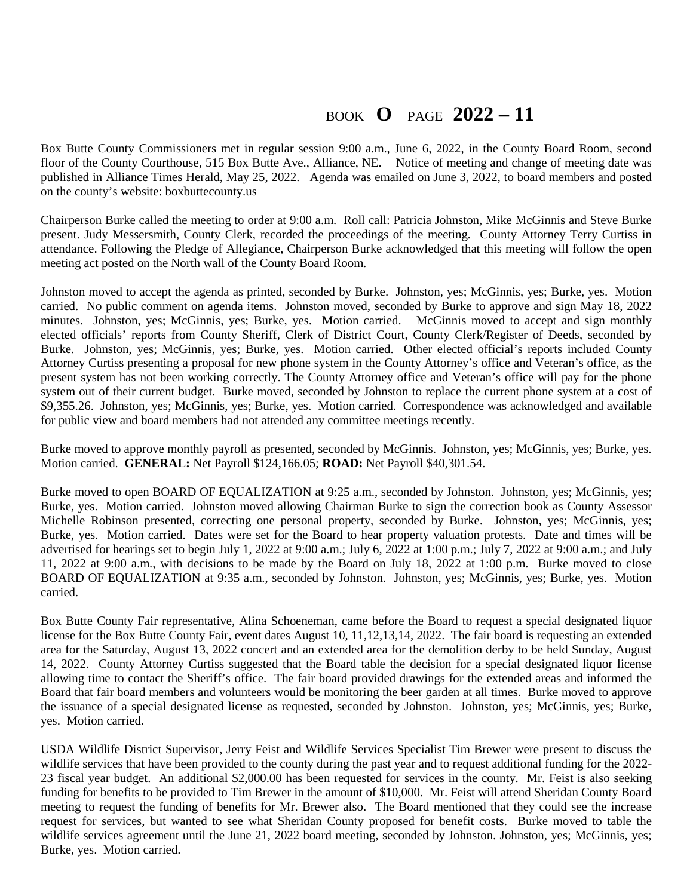BOOK **O** PAGE **2022 – 11**

Box Butte County Commissioners met in regular session 9:00 a.m., June 6, 2022, in the County Board Room, second floor of the County Courthouse, 515 Box Butte Ave., Alliance, NE. Notice of meeting and change of meeting date was published in Alliance Times Herald, May 25, 2022. Agenda was emailed on June 3, 2022, to board members and posted on the county's website: boxbuttecounty.us

Chairperson Burke called the meeting to order at 9:00 a.m. Roll call: Patricia Johnston, Mike McGinnis and Steve Burke present. Judy Messersmith, County Clerk, recorded the proceedings of the meeting. County Attorney Terry Curtiss in attendance. Following the Pledge of Allegiance, Chairperson Burke acknowledged that this meeting will follow the open meeting act posted on the North wall of the County Board Room.

Johnston moved to accept the agenda as printed, seconded by Burke. Johnston, yes; McGinnis, yes; Burke, yes. Motion carried. No public comment on agenda items. Johnston moved, seconded by Burke to approve and sign May 18, 2022 minutes. Johnston, yes; McGinnis, yes; Burke, yes. Motion carried. McGinnis moved to accept and sign monthly elected officials' reports from County Sheriff, Clerk of District Court, County Clerk/Register of Deeds, seconded by Burke. Johnston, yes; McGinnis, yes; Burke, yes. Motion carried. Other elected official's reports included County Attorney Curtiss presenting a proposal for new phone system in the County Attorney's office and Veteran's office, as the present system has not been working correctly. The County Attorney office and Veteran's office will pay for the phone system out of their current budget. Burke moved, seconded by Johnston to replace the current phone system at a cost of $9,355.26. Johnston, yes; McGinnis, yes; Burke, yes. Motion carried. Correspondence was acknowledged and available for public view and board members had not attended any committee meetings recently.

Burke moved to approve monthly payroll as presented, seconded by McGinnis. Johnston, yes; McGinnis, yes; Burke, yes. Motion carried. **GENERAL:** Net Payroll $124,166.05; **ROAD:** Net Payroll $40,301.54.

Burke moved to open BOARD OF EQUALIZATION at 9:25 a.m., seconded by Johnston. Johnston, yes; McGinnis, yes; Burke, yes. Motion carried. Johnston moved allowing Chairman Burke to sign the correction book as County Assessor Michelle Robinson presented, correcting one personal property, seconded by Burke. Johnston, yes; McGinnis, yes; Burke, yes. Motion carried. Dates were set for the Board to hear property valuation protests. Date and times will be advertised for hearings set to begin July 1, 2022 at 9:00 a.m.; July 6, 2022 at 1:00 p.m.; July 7, 2022 at 9:00 a.m.; and July 11, 2022 at 9:00 a.m., with decisions to be made by the Board on July 18, 2022 at 1:00 p.m. Burke moved to close BOARD OF EQUALIZATION at 9:35 a.m., seconded by Johnston. Johnston, yes; McGinnis, yes; Burke, yes. Motion carried.

Box Butte County Fair representative, Alina Schoeneman, came before the Board to request a special designated liquor license for the Box Butte County Fair, event dates August 10, 11,12,13,14, 2022. The fair board is requesting an extended area for the Saturday, August 13, 2022 concert and an extended area for the demolition derby to be held Sunday, August 14, 2022. County Attorney Curtiss suggested that the Board table the decision for a special designated liquor license allowing time to contact the Sheriff's office. The fair board provided drawings for the extended areas and informed the Board that fair board members and volunteers would be monitoring the beer garden at all times. Burke moved to approve the issuance of a special designated license as requested, seconded by Johnston. Johnston, yes; McGinnis, yes; Burke, yes. Motion carried.

USDA Wildlife District Supervisor, Jerry Feist and Wildlife Services Specialist Tim Brewer were present to discuss the wildlife services that have been provided to the county during the past year and to request additional funding for the 2022-23 fiscal year budget. An additional $2,000.00 has been requested for services in the county. Mr. Feist is also seeking funding for benefits to be provided to Tim Brewer in the amount of $10,000. Mr. Feist will attend Sheridan County Board meeting to request the funding of benefits for Mr. Brewer also. The Board mentioned that they could see the increase request for services, but wanted to see what Sheridan County proposed for benefit costs. Burke moved to table the wildlife services agreement until the June 21, 2022 board meeting, seconded by Johnston. Johnston, yes; McGinnis, yes; Burke, yes. Motion carried.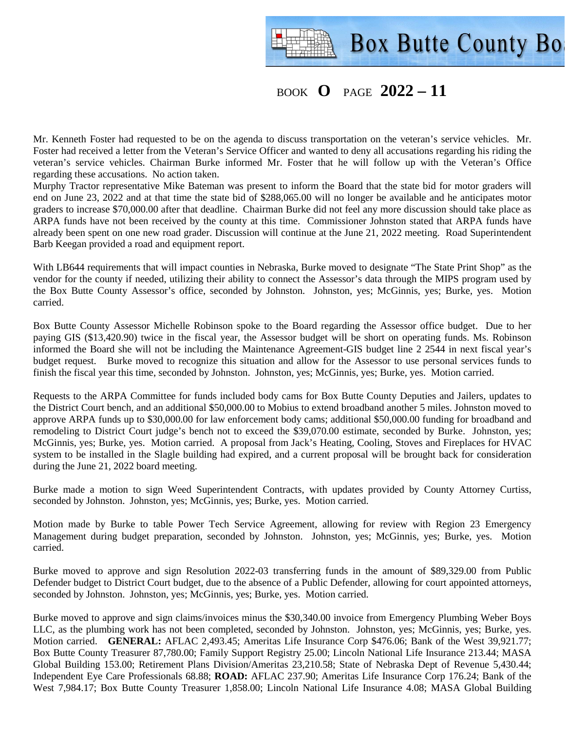BOOK **O** PAGE **2022 – 11**

Mr. Kenneth Foster had requested to be on the agenda to discuss transportation on the veteran's service vehicles. Mr. Foster had received a letter from the Veteran's Service Officer and wanted to deny all accusations regarding his riding the veteran's service vehicles. Chairman Burke informed Mr. Foster that he will follow up with the Veteran's Office regarding these accusations. No action taken.

Murphy Tractor representative Mike Bateman was present to inform the Board that the state bid for motor graders will end on June 23, 2022 and at that time the state bid of $288,065.00 will no longer be available and he anticipates motor graders to increase $70,000.00 after that deadline. Chairman Burke did not feel any more discussion should take place as ARPA funds have not been received by the county at this time. Commissioner Johnston stated that ARPA funds have already been spent on one new road grader. Discussion will continue at the June 21, 2022 meeting. Road Superintendent Barb Keegan provided a road and equipment report.

With LB644 requirements that will impact counties in Nebraska, Burke moved to designate "The State Print Shop" as the vendor for the county if needed, utilizing their ability to connect the Assessor's data through the MIPS program used by the Box Butte County Assessor's office, seconded by Johnston. Johnston, yes; McGinnis, yes; Burke, yes. Motion carried.

Box Butte County Assessor Michelle Robinson spoke to the Board regarding the Assessor office budget. Due to her paying GIS ($13,420.90) twice in the fiscal year, the Assessor budget will be short on operating funds. Ms. Robinson informed the Board she will not be including the Maintenance Agreement-GIS budget line 2 2544 in next fiscal year's budget request. Burke moved to recognize this situation and allow for the Assessor to use personal services funds to finish the fiscal year this time, seconded by Johnston. Johnston, yes; McGinnis, yes; Burke, yes. Motion carried.

Requests to the ARPA Committee for funds included body cams for Box Butte County Deputies and Jailers, updates to the District Court bench, and an additional $50,000.00 to Mobius to extend broadband another 5 miles. Johnston moved to approve ARPA funds up to $30,000.00 for law enforcement body cams; additional $50,000.00 funding for broadband and remodeling to District Court judge's bench not to exceed the $39,070.00 estimate, seconded by Burke. Johnston, yes; McGinnis, yes; Burke, yes. Motion carried. A proposal from Jack's Heating, Cooling, Stoves and Fireplaces for HVAC system to be installed in the Slagle building had expired, and a current proposal will be brought back for consideration during the June 21, 2022 board meeting.

Burke made a motion to sign Weed Superintendent Contracts, with updates provided by County Attorney Curtiss, seconded by Johnston. Johnston, yes; McGinnis, yes; Burke, yes. Motion carried.

Motion made by Burke to table Power Tech Service Agreement, allowing for review with Region 23 Emergency Management during budget preparation, seconded by Johnston. Johnston, yes; McGinnis, yes; Burke, yes. Motion carried.

Burke moved to approve and sign Resolution 2022-03 transferring funds in the amount of $89,329.00 from Public Defender budget to District Court budget, due to the absence of a Public Defender, allowing for court appointed attorneys, seconded by Johnston. Johnston, yes; McGinnis, yes; Burke, yes. Motion carried.

Burke moved to approve and sign claims/invoices minus the $30,340.00 invoice from Emergency Plumbing Weber Boys LLC, as the plumbing work has not been completed, seconded by Johnston. Johnston, yes; McGinnis, yes; Burke, yes. Motion carried. **GENERAL:** AFLAC 2,493.45; Ameritas Life Insurance Corp $476.06; Bank of the West 39,921.77; Box Butte County Treasurer 87,780.00; Family Support Registry 25.00; Lincoln National Life Insurance 213.44; MASA Global Building 153.00; Retirement Plans Division/Ameritas 23,210.58; State of Nebraska Dept of Revenue 5,430.44; Independent Eye Care Professionals 68.88; **ROAD:** AFLAC 237.90; Ameritas Life Insurance Corp 176.24; Bank of the West 7,984.17; Box Butte County Treasurer 1,858.00; Lincoln National Life Insurance 4.08; MASA Global Building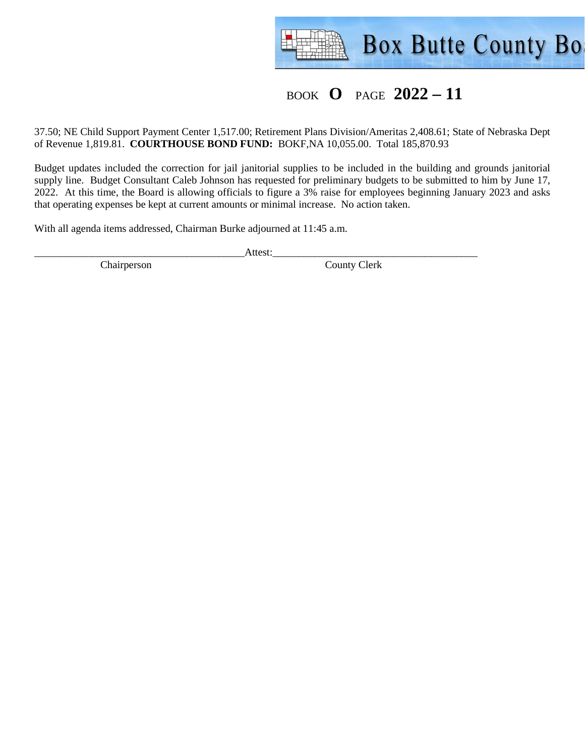BOOK **O** PAGE **2022 – 11**

37.50; NE Child Support Payment Center 1,517.00; Retirement Plans Division/Ameritas 2,408.61; State of Nebraska Dept of Revenue 1,819.81. **COURTHOUSE BOND FUND:** BOKF,NA 10,055.00. Total 185,870.93

Budget updates included the correction for jail janitorial supplies to be included in the building and grounds janitorial supply line. Budget Consultant Caleb Johnson has requested for preliminary budgets to be submitted to him by June 17, 2022. At this time, the Board is allowing officials to figure a 3% raise for employees beginning January 2023 and asks that operating expenses be kept at current amounts or minimal increase. No action taken.

With all agenda items addressed, Chairman Burke adjourned at 11:45 a.m.

________________________________________Attest:_______________________________________

Chairperson County Clerk